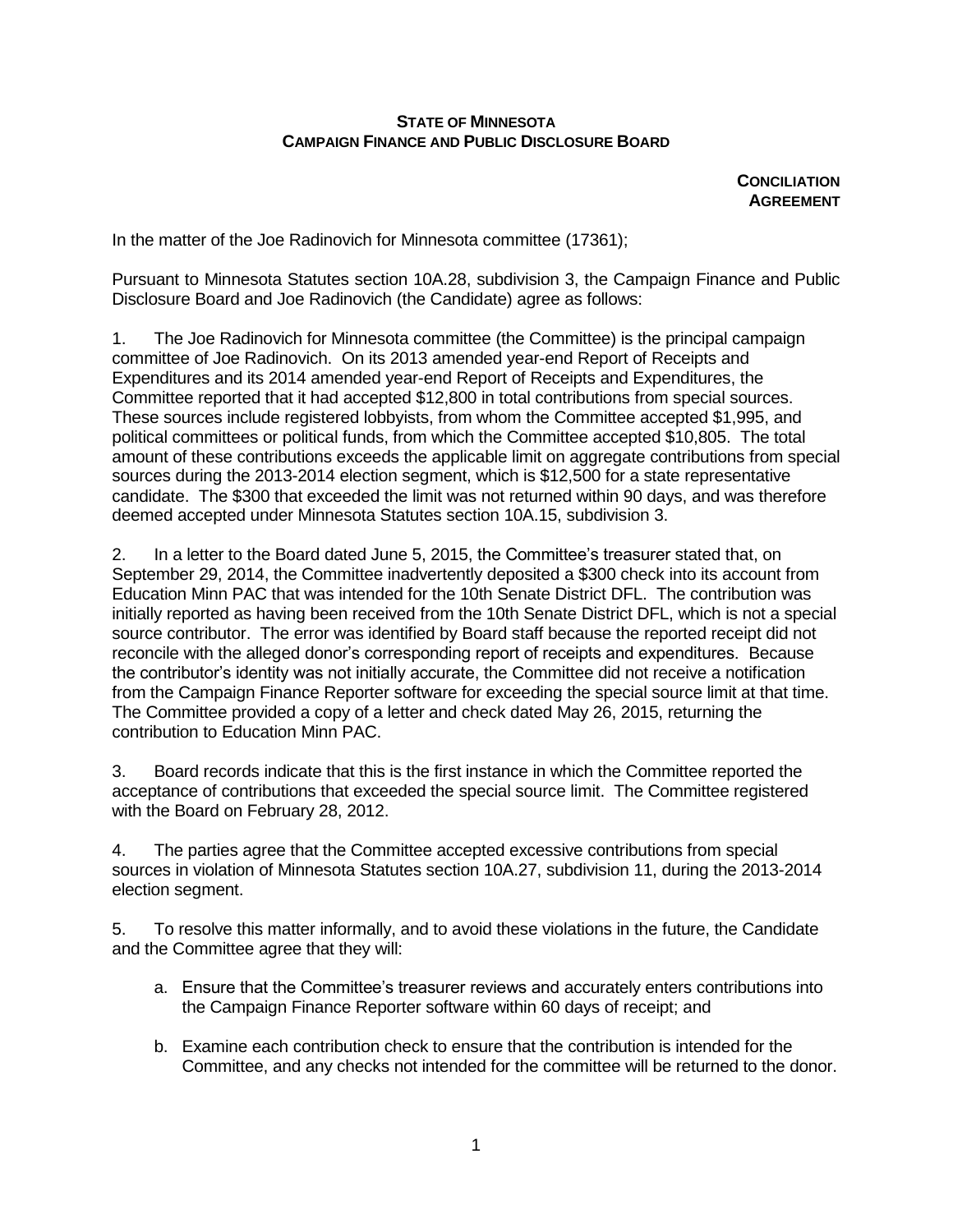**STATE OF MINNESOTA**
**CAMPAIGN FINANCE AND PUBLIC DISCLOSURE BOARD**

**CONCILIATION AGREEMENT**

In the matter of the Joe Radinovich for Minnesota committee (17361);

Pursuant to Minnesota Statutes section 10A.28, subdivision 3, the Campaign Finance and Public Disclosure Board and Joe Radinovich (the Candidate) agree as follows:

1. The Joe Radinovich for Minnesota committee (the Committee) is the principal campaign committee of Joe Radinovich. On its 2013 amended year-end Report of Receipts and Expenditures and its 2014 amended year-end Report of Receipts and Expenditures, the Committee reported that it had accepted $12,800 in total contributions from special sources. These sources include registered lobbyists, from whom the Committee accepted $1,995, and political committees or political funds, from which the Committee accepted $10,805. The total amount of these contributions exceeds the applicable limit on aggregate contributions from special sources during the 2013-2014 election segment, which is $12,500 for a state representative candidate. The $300 that exceeded the limit was not returned within 90 days, and was therefore deemed accepted under Minnesota Statutes section 10A.15, subdivision 3.

2. In a letter to the Board dated June 5, 2015, the Committee's treasurer stated that, on September 29, 2014, the Committee inadvertently deposited a $300 check into its account from Education Minn PAC that was intended for the 10th Senate District DFL. The contribution was initially reported as having been received from the 10th Senate District DFL, which is not a special source contributor. The error was identified by Board staff because the reported receipt did not reconcile with the alleged donor's corresponding report of receipts and expenditures. Because the contributor's identity was not initially accurate, the Committee did not receive a notification from the Campaign Finance Reporter software for exceeding the special source limit at that time. The Committee provided a copy of a letter and check dated May 26, 2015, returning the contribution to Education Minn PAC.

3. Board records indicate that this is the first instance in which the Committee reported the acceptance of contributions that exceeded the special source limit. The Committee registered with the Board on February 28, 2012.

4. The parties agree that the Committee accepted excessive contributions from special sources in violation of Minnesota Statutes section 10A.27, subdivision 11, during the 2013-2014 election segment.

5. To resolve this matter informally, and to avoid these violations in the future, the Candidate and the Committee agree that they will:

   a. Ensure that the Committee's treasurer reviews and accurately enters contributions into the Campaign Finance Reporter software within 60 days of receipt; and

   b. Examine each contribution check to ensure that the contribution is intended for the Committee, and any checks not intended for the committee will be returned to the donor.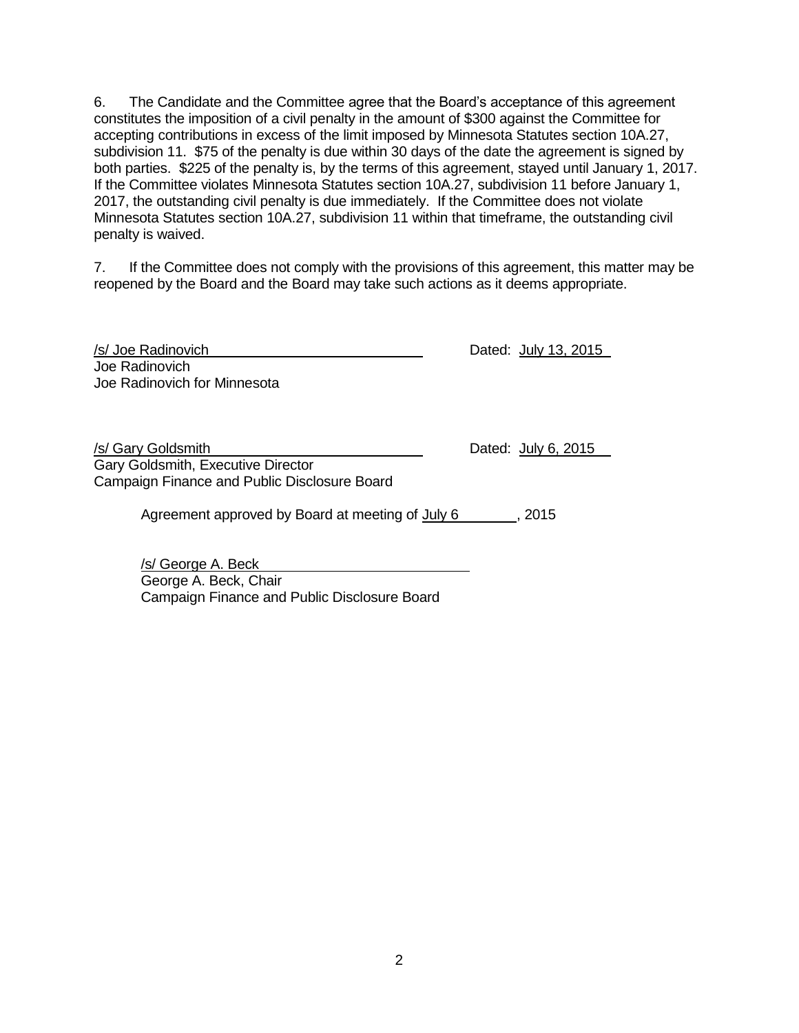6. The Candidate and the Committee agree that the Board's acceptance of this agreement constitutes the imposition of a civil penalty in the amount of $300 against the Committee for accepting contributions in excess of the limit imposed by Minnesota Statutes section 10A.27, subdivision 11. $75 of the penalty is due within 30 days of the date the agreement is signed by both parties. $225 of the penalty is, by the terms of this agreement, stayed until January 1, 2017. If the Committee violates Minnesota Statutes section 10A.27, subdivision 11 before January 1, 2017, the outstanding civil penalty is due immediately. If the Committee does not violate Minnesota Statutes section 10A.27, subdivision 11 within that timeframe, the outstanding civil penalty is waived.

7. If the Committee does not comply with the provisions of this agreement, this matter may be reopened by the Board and the Board may take such actions as it deems appropriate.

/s/ Joe Radinovich  
Joe Radinovich  
Joe Radinovich for Minnesota

Dated: July 13, 2015

/s/ Gary Goldsmith  
Gary Goldsmith, Executive Director  
Campaign Finance and Public Disclosure Board

Dated: July 6, 2015

Agreement approved by Board at meeting of July 6, 2015

/s/ George A. Beck  
George A. Beck, Chair  
Campaign Finance and Public Disclosure Board